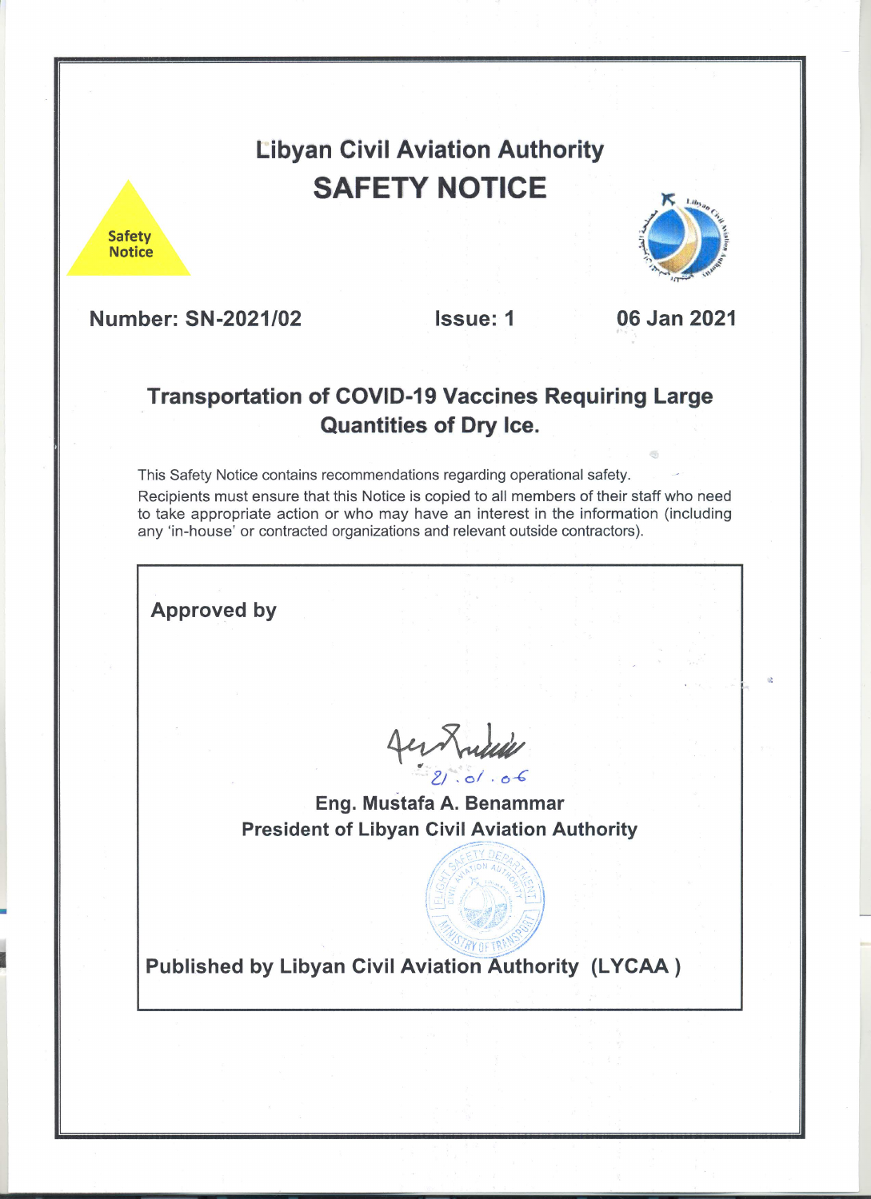# Libyan Civil Aviation Authority

## SAFETY NOTICE

Safety Notice

**Number: SN-2021/02** **Issue: 1** **06 Jan 2021**

## Transportation of COVID-19 Vaccines Requiring Large Quantities of Dry Ice.

This Safety Notice contains recommendations regarding operational safety.

Recipients must ensure that this Notice is copied to all members of their staff who need to take appropriate action or who may have an interest in the information (including any 'in-house' or contracted organizations and relevant outside contractors).

**Approved by**

21 . 01 . 06

**Eng. Mustafa A. Benammar**
**President of Libyan Civil Aviation Authority**

**Published by Libyan Civil Aviation Authority (LYCAA )**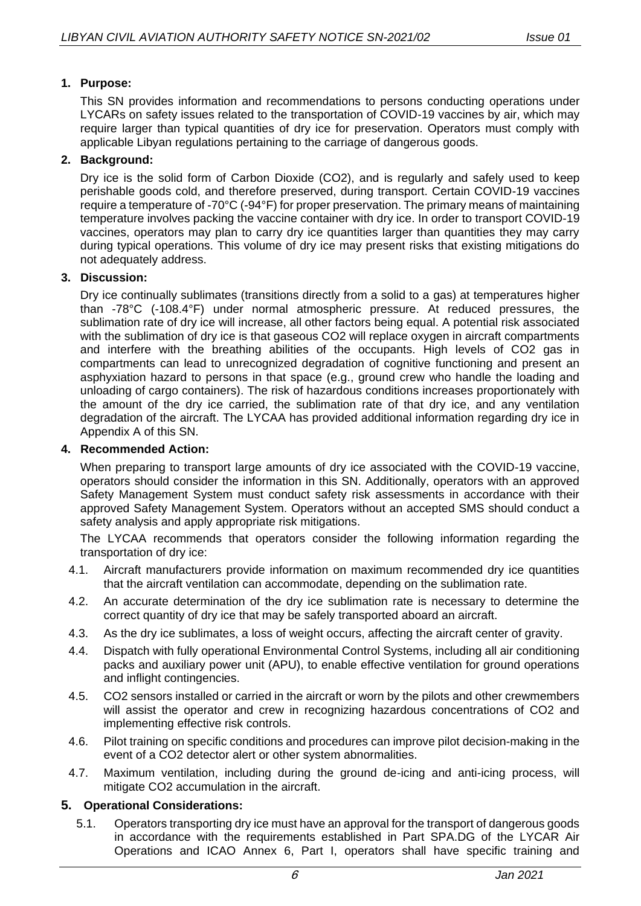## 1. Purpose:

This SN provides information and recommendations to persons conducting operations under LYCARs on safety issues related to the transportation of COVID-19 vaccines by air, which may require larger than typical quantities of dry ice for preservation. Operators must comply with applicable Libyan regulations pertaining to the carriage of dangerous goods.

## 2. Background:

Dry ice is the solid form of Carbon Dioxide ($CO_2$), and is regularly and safely used to keep perishable goods cold, and therefore preserved, during transport. Certain COVID-19 vaccines require a temperature of -70°C (-94°F) for proper preservation. The primary means of maintaining temperature involves packing the vaccine container with dry ice. In order to transport COVID-19 vaccines, operators may plan to carry dry ice quantities larger than quantities they may carry during typical operations. This volume of dry ice may present risks that existing mitigations do not adequately address.

## 3. Discussion:

Dry ice continually sublimates (transitions directly from a solid to a gas) at temperatures higher than -78°C (-108.4°F) under normal atmospheric pressure. At reduced pressures, the sublimation rate of dry ice will increase, all other factors being equal. A potential risk associated with the sublimation of dry ice is that gaseous $CO_2$ will replace oxygen in aircraft compartments and interfere with the breathing abilities of the occupants. High levels of $CO_2$ gas in compartments can lead to unrecognized degradation of cognitive functioning and present an asphyxiation hazard to persons in that space (e.g., ground crew who handle the loading and unloading of cargo containers). The risk of hazardous conditions increases proportionately with the amount of the dry ice carried, the sublimation rate of that dry ice, and any ventilation degradation of the aircraft. The LYCAA has provided additional information regarding dry ice in Appendix A of this SN.

## 4. Recommended Action:

When preparing to transport large amounts of dry ice associated with the COVID-19 vaccine, operators should consider the information in this SN. Additionally, operators with an approved Safety Management System must conduct safety risk assessments in accordance with their approved Safety Management System. Operators without an accepted SMS should conduct a safety analysis and apply appropriate risk mitigations.

The LYCAA recommends that operators consider the following information regarding the transportation of dry ice:

4.1. Aircraft manufacturers provide information on maximum recommended dry ice quantities that the aircraft ventilation can accommodate, depending on the sublimation rate.

4.2. An accurate determination of the dry ice sublimation rate is necessary to determine the correct quantity of dry ice that may be safely transported aboard an aircraft.

4.3. As the dry ice sublimates, a loss of weight occurs, affecting the aircraft center of gravity.

4.4. Dispatch with fully operational Environmental Control Systems, including all air conditioning packs and auxiliary power unit (APU), to enable effective ventilation for ground operations and inflight contingencies.

4.5. $CO_2$ sensors installed or carried in the aircraft or worn by the pilots and other crewmembers will assist the operator and crew in recognizing hazardous concentrations of $CO_2$ and implementing effective risk controls.

4.6. Pilot training on specific conditions and procedures can improve pilot decision-making in the event of a $CO_2$ detector alert or other system abnormalities.

4.7. Maximum ventilation, including during the ground de-icing and anti-icing process, will mitigate $CO_2$ accumulation in the aircraft.

## 5. Operational Considerations:

5.1. Operators transporting dry ice must have an approval for the transport of dangerous goods in accordance with the requirements established in Part SPA.DG of the LYCAR Air Operations and ICAO Annex 6, Part I, operators shall have specific training and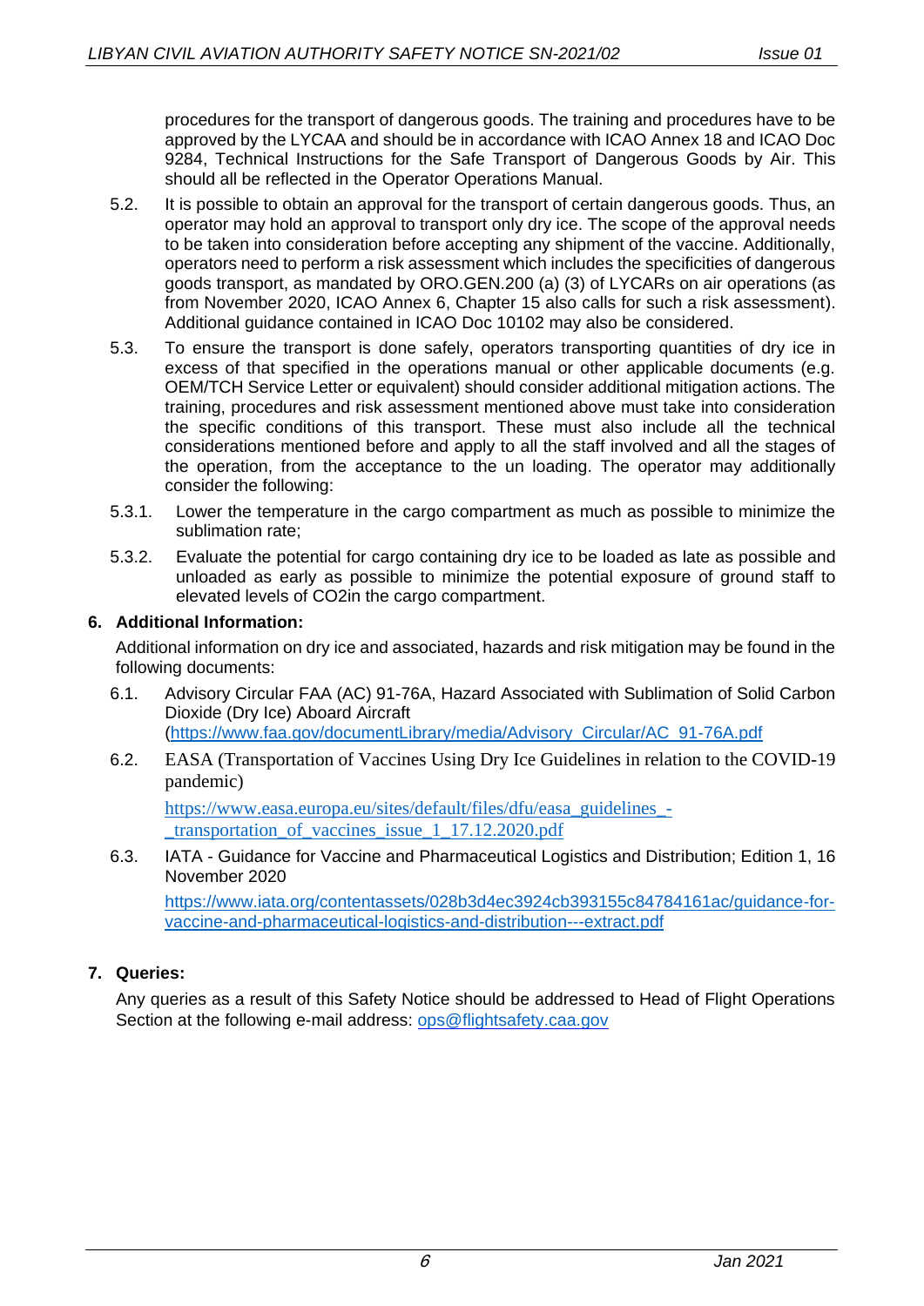procedures for the transport of dangerous goods. The training and procedures have to be approved by the LYCAA and should be in accordance with ICAO Annex 18 and ICAO Doc 9284, Technical Instructions for the Safe Transport of Dangerous Goods by Air. This should all be reflected in the Operator Operations Manual.

5.2. It is possible to obtain an approval for the transport of certain dangerous goods. Thus, an operator may hold an approval to transport only dry ice. The scope of the approval needs to be taken into consideration before accepting any shipment of the vaccine. Additionally, operators need to perform a risk assessment which includes the specificities of dangerous goods transport, as mandated by ORO.GEN.200 (a) (3) of LYCARs on air operations (as from November 2020, ICAO Annex 6, Chapter 15 also calls for such a risk assessment). Additional guidance contained in ICAO Doc 10102 may also be considered.

5.3. To ensure the transport is done safely, operators transporting quantities of dry ice in excess of that specified in the operations manual or other applicable documents (e.g. OEM/TCH Service Letter or equivalent) should consider additional mitigation actions. The training, procedures and risk assessment mentioned above must take into consideration the specific conditions of this transport. These must also include all the technical considerations mentioned before and apply to all the staff involved and all the stages of the operation, from the acceptance to the un loading. The operator may additionally consider the following:

5.3.1. Lower the temperature in the cargo compartment as much as possible to minimize the sublimation rate;

5.3.2. Evaluate the potential for cargo containing dry ice to be loaded as late as possible and unloaded as early as possible to minimize the potential exposure of ground staff to elevated levels of $CO_2$in the cargo compartment.

## 6. Additional Information:

Additional information on dry ice and associated, hazards and risk mitigation may be found in the following documents:

6.1. Advisory Circular FAA (AC) 91-76A, Hazard Associated with Sublimation of Solid Carbon Dioxide (Dry Ice) Aboard Aircraft (https://www.faa.gov/documentLibrary/media/Advisory_Circular/AC_91-76A.pdf

6.2. EASA (Transportation of Vaccines Using Dry Ice Guidelines in relation to the COVID-19 pandemic)

https://www.easa.europa.eu/sites/default/files/dfu/easa_guidelines_-_transportation_of_vaccines_issue_1_17.12.2020.pdf

6.3. IATA - Guidance for Vaccine and Pharmaceutical Logistics and Distribution; Edition 1, 16 November 2020

https://www.iata.org/contentassets/028b3d4ec3924cb393155c84784161ac/guidance-for-vaccine-and-pharmaceutical-logistics-and-distribution---extract.pdf

## 7. Queries:

Any queries as a result of this Safety Notice should be addressed to Head of Flight Operations Section at the following e-mail address: ops@flightsafety.caa.gov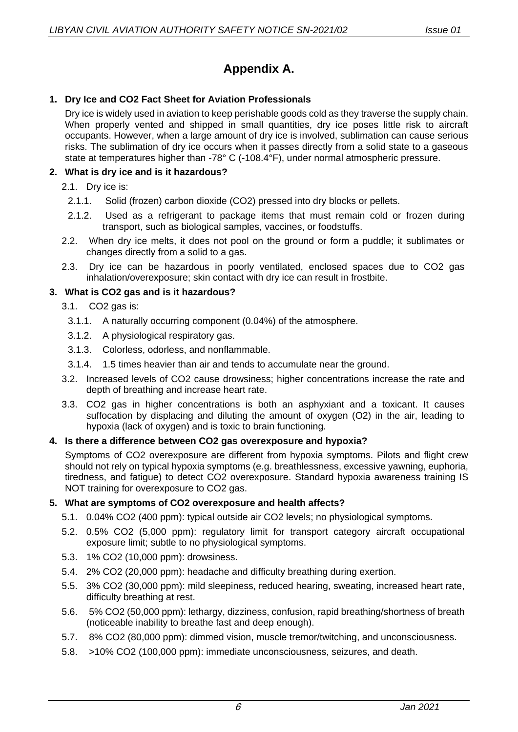# Appendix A.

## 1. Dry Ice and $CO_2$ Fact Sheet for Aviation Professionals

Dry ice is widely used in aviation to keep perishable goods cold as they traverse the supply chain. When properly vented and shipped in small quantities, dry ice poses little risk to aircraft occupants. However, when a large amount of dry ice is involved, sublimation can cause serious risks. The sublimation of dry ice occurs when it passes directly from a solid state to a gaseous state at temperatures higher than -78° C (-108.4°F), under normal atmospheric pressure.

## 2. What is dry ice and is it hazardous?

2.1. Dry ice is:

2.1.1. Solid (frozen) carbon dioxide ($CO_2$) pressed into dry blocks or pellets.

2.1.2. Used as a refrigerant to package items that must remain cold or frozen during transport, such as biological samples, vaccines, or foodstuffs.

2.2. When dry ice melts, it does not pool on the ground or form a puddle; it sublimates or changes directly from a solid to a gas.

2.3. Dry ice can be hazardous in poorly ventilated, enclosed spaces due to $CO_2$ gas inhalation/overexposure; skin contact with dry ice can result in frostbite.

## 3. What is $CO_2$ gas and is it hazardous?

3.1. $CO_2$ gas is:

3.1.1. A naturally occurring component (0.04%) of the atmosphere.

3.1.2. A physiological respiratory gas.

3.1.3. Colorless, odorless, and nonflammable.

3.1.4. 1.5 times heavier than air and tends to accumulate near the ground.

3.2. Increased levels of $CO_2$ cause drowsiness; higher concentrations increase the rate and depth of breathing and increase heart rate.

3.3. $CO_2$ gas in higher concentrations is both an asphyxiant and a toxicant. It causes suffocation by displacing and diluting the amount of oxygen ($O_2$) in the air, leading to hypoxia (lack of oxygen) and is toxic to brain functioning.

## 4. Is there a difference between $CO_2$ gas overexposure and hypoxia?

Symptoms of $CO_2$ overexposure are different from hypoxia symptoms. Pilots and flight crew should not rely on typical hypoxia symptoms (e.g. breathlessness, excessive yawning, euphoria, tiredness, and fatigue) to detect $CO_2$ overexposure. Standard hypoxia awareness training IS NOT training for overexposure to $CO_2$ gas.

## 5. What are symptoms of $CO_2$ overexposure and health affects?

5.1. 0.04% $CO_2$ (400 ppm): typical outside air $CO_2$ levels; no physiological symptoms.

5.2. 0.5% $CO_2$ (5,000 ppm): regulatory limit for transport category aircraft occupational exposure limit; subtle to no physiological symptoms.

5.3. 1% $CO_2$ (10,000 ppm): drowsiness.

5.4. 2% $CO_2$ (20,000 ppm): headache and difficulty breathing during exertion.

5.5. 3% $CO_2$ (30,000 ppm): mild sleepiness, reduced hearing, sweating, increased heart rate, difficulty breathing at rest.

5.6. 5% $CO_2$ (50,000 ppm): lethargy, dizziness, confusion, rapid breathing/shortness of breath (noticeable inability to breathe fast and deep enough).

5.7. 8% $CO_2$ (80,000 ppm): dimmed vision, muscle tremor/twitching, and unconsciousness.

5.8. >10% $CO_2$ (100,000 ppm): immediate unconsciousness, seizures, and death.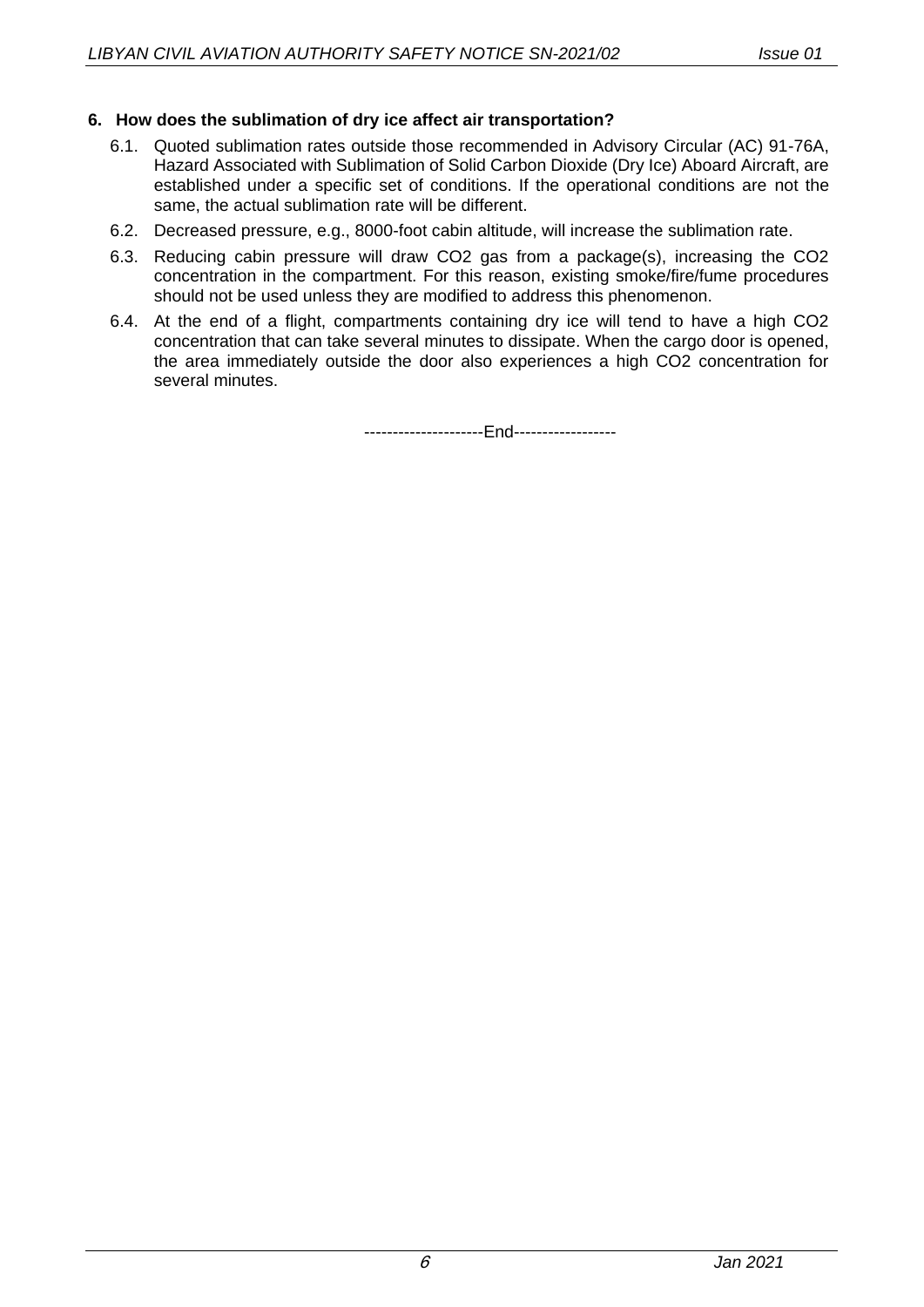## 6. How does the sublimation of dry ice affect air transportation?

6.1. Quoted sublimation rates outside those recommended in Advisory Circular (AC) 91-76A, Hazard Associated with Sublimation of Solid Carbon Dioxide (Dry Ice) Aboard Aircraft, are established under a specific set of conditions. If the operational conditions are not the same, the actual sublimation rate will be different.

6.2. Decreased pressure, e.g., 8000-foot cabin altitude, will increase the sublimation rate.

6.3. Reducing cabin pressure will draw $CO_2$ gas from a package(s), increasing the $CO_2$ concentration in the compartment. For this reason, existing smoke/fire/fume procedures should not be used unless they are modified to address this phenomenon.

6.4. At the end of a flight, compartments containing dry ice will tend to have a high $CO_2$ concentration that can take several minutes to dissipate. When the cargo door is opened, the area immediately outside the door also experiences a high $CO_2$ concentration for several minutes.

---------------------End-----------------